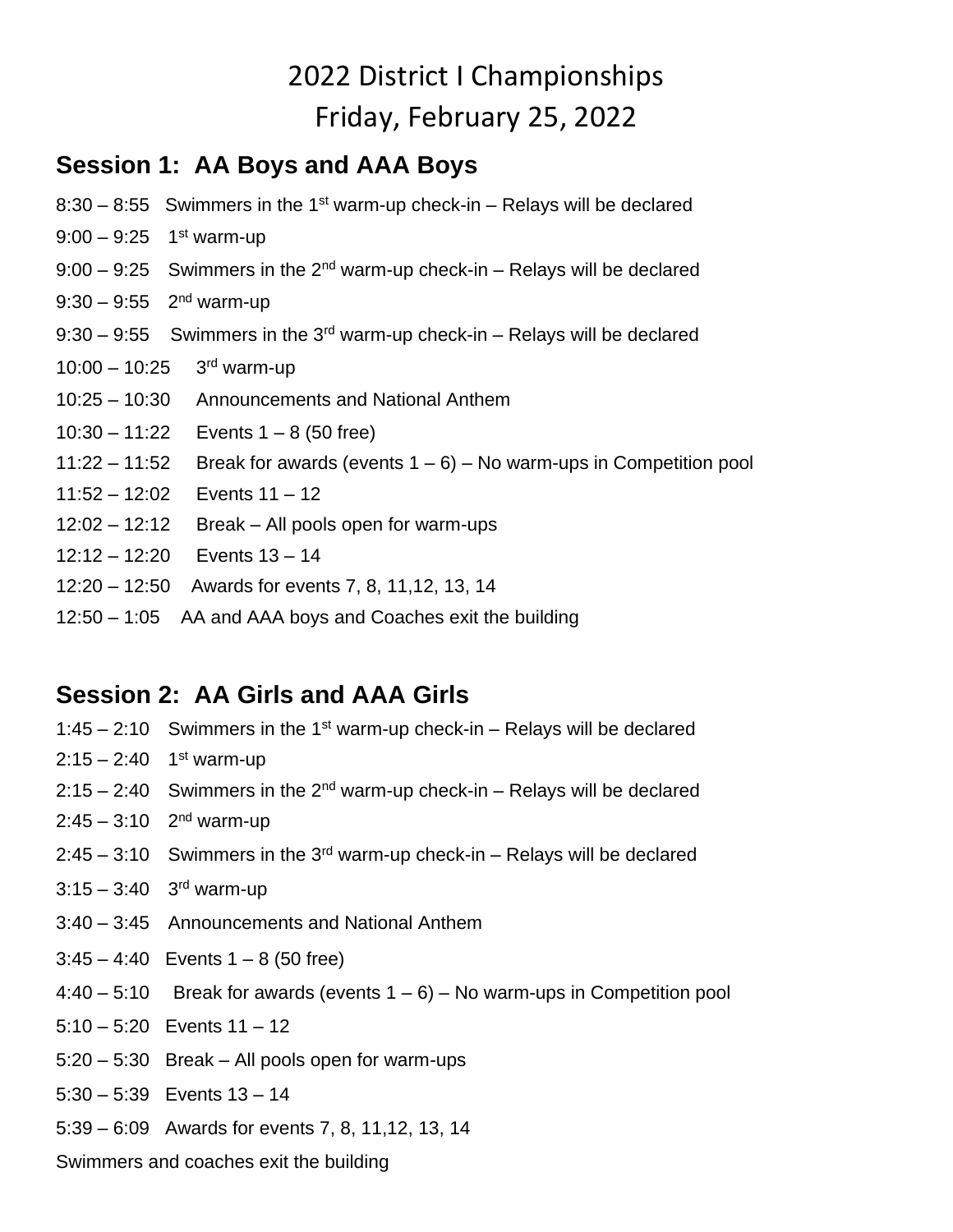# 2022 District I Championships

# Friday, February 25, 2022

## Session 1: AA Boys and AAA Boys

8:30 – 8:55 Swimmers in the 1st warm-up check-in – Relays will be declared

9:00 – 9:25 1st warm-up

9:00 – 9:25 Swimmers in the 2nd warm-up check-in – Relays will be declared

9:30 – 9:55 2nd warm-up

9:30 – 9:55 Swimmers in the 3rd warm-up check-in – Relays will be declared

10:00 – 10:25 3rd warm-up

10:25 – 10:30 Announcements and National Anthem

10:30 – 11:22 Events 1 – 8 (50 free)

11:22 – 11:52 Break for awards (events 1 – 6) – No warm-ups in Competition pool

11:52 – 12:02 Events 11 – 12

12:02 – 12:12 Break – All pools open for warm-ups

12:12 – 12:20 Events 13 – 14

12:20 – 12:50 Awards for events 7, 8, 11,12, 13, 14

12:50 – 1:05 AA and AAA boys and Coaches exit the building

## Session 2: AA Girls and AAA Girls

1:45 – 2:10 Swimmers in the 1st warm-up check-in – Relays will be declared

2:15 – 2:40 1st warm-up

2:15 – 2:40 Swimmers in the 2nd warm-up check-in – Relays will be declared

2:45 – 3:10 2nd warm-up

2:45 – 3:10 Swimmers in the 3rd warm-up check-in – Relays will be declared

3:15 – 3:40 3rd warm-up

3:40 – 3:45 Announcements and National Anthem

3:45 – 4:40 Events 1 – 8 (50 free)

4:40 – 5:10 Break for awards (events 1 – 6) – No warm-ups in Competition pool

5:10 – 5:20 Events 11 – 12

5:20 – 5:30 Break – All pools open for warm-ups

5:30 – 5:39 Events 13 – 14

5:39 – 6:09 Awards for events 7, 8, 11,12, 13, 14

Swimmers and coaches exit the building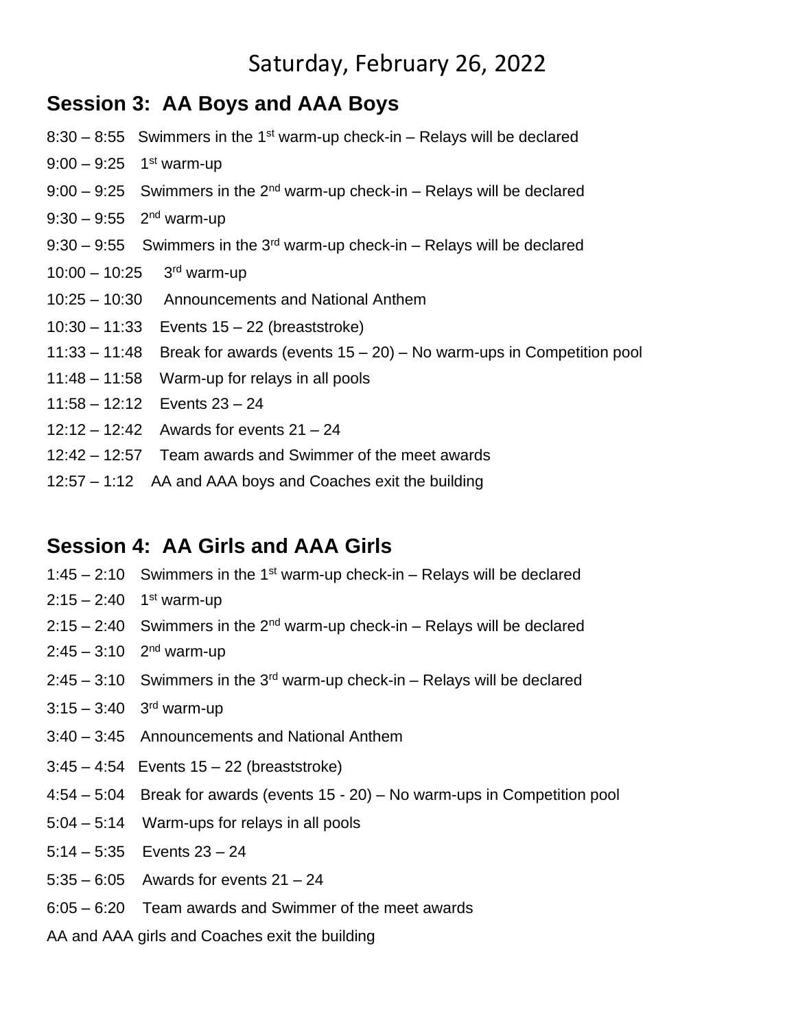# Saturday, February 26, 2022

## Session 3: AA Boys and AAA Boys

8:30 – 8:55 Swimmers in the 1st warm-up check-in – Relays will be declared

9:00 – 9:25 1st warm-up

9:00 – 9:25 Swimmers in the 2nd warm-up check-in – Relays will be declared

9:30 – 9:55 2nd warm-up

9:30 – 9:55 Swimmers in the 3rd warm-up check-in – Relays will be declared

10:00 – 10:25 3rd warm-up

10:25 – 10:30 Announcements and National Anthem

10:30 – 11:33 Events 15 – 22 (breaststroke)

11:33 – 11:48 Break for awards (events 15 – 20) – No warm-ups in Competition pool

11:48 – 11:58 Warm-up for relays in all pools

11:58 – 12:12 Events 23 – 24

12:12 – 12:42 Awards for events 21 – 24

12:42 – 12:57 Team awards and Swimmer of the meet awards

12:57 – 1:12 AA and AAA boys and Coaches exit the building

## Session 4: AA Girls and AAA Girls

1:45 – 2:10 Swimmers in the 1st warm-up check-in – Relays will be declared

2:15 – 2:40 1st warm-up

2:15 – 2:40 Swimmers in the 2nd warm-up check-in – Relays will be declared

2:45 – 3:10 2nd warm-up

2:45 – 3:10 Swimmers in the 3rd warm-up check-in – Relays will be declared

3:15 – 3:40 3rd warm-up

3:40 – 3:45 Announcements and National Anthem

3:45 – 4:54 Events 15 – 22 (breaststroke)

4:54 – 5:04 Break for awards (events 15 - 20) – No warm-ups in Competition pool

5:04 – 5:14 Warm-ups for relays in all pools

5:14 – 5:35 Events 23 – 24

5:35 – 6:05 Awards for events 21 – 24

6:05 – 6:20 Team awards and Swimmer of the meet awards

AA and AAA girls and Coaches exit the building